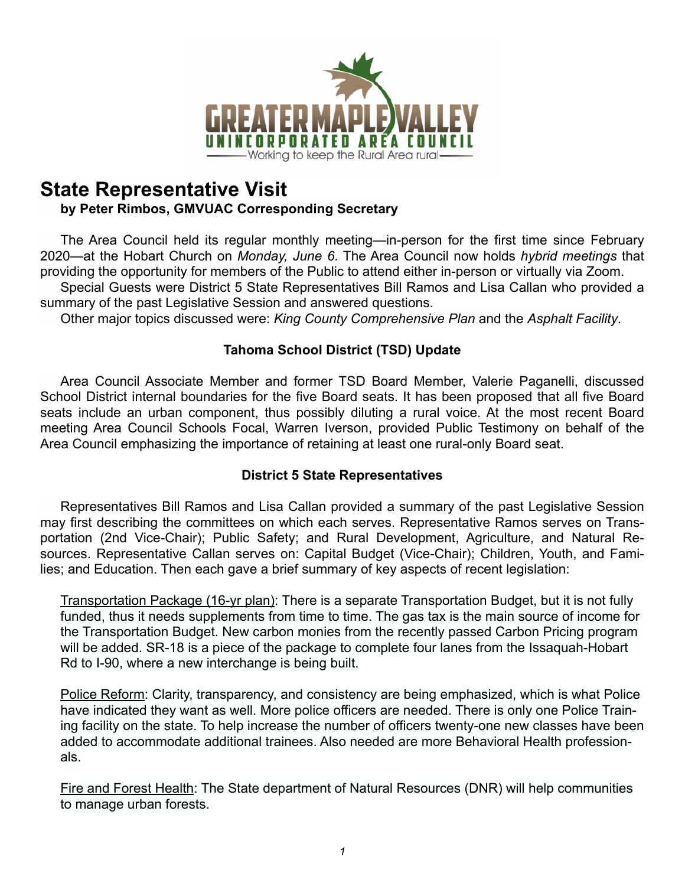GREATER MAPLE VALLEY
UNINCORPORATED AREA COUNCIL
Working to keep the Rural Area rural

# State Representative Visit

**by Peter Rimbos, GMVUAC Corresponding Secretary**

The Area Council held its regular monthly meeting—in-person for the first time since February 2020—at the Hobart Church on *Monday, June 6*. The Area Council now holds *hybrid meetings* that providing the opportunity for members of the Public to attend either in-person or virtually via Zoom.

Special Guests were District 5 State Representatives Bill Ramos and Lisa Callan who provided a summary of the past Legislative Session and answered questions.

Other major topics discussed were: *King County Comprehensive Plan* and the *Asphalt Facility*.

### Tahoma School District (TSD) Update

Area Council Associate Member and former TSD Board Member, Valerie Paganelli, discussed School District internal boundaries for the five Board seats. It has been proposed that all five Board seats include an urban component, thus possibly diluting a rural voice. At the most recent Board meeting Area Council Schools Focal, Warren Iverson, provided Public Testimony on behalf of the Area Council emphasizing the importance of retaining at least one rural-only Board seat.

### District 5 State Representatives

Representatives Bill Ramos and Lisa Callan provided a summary of the past Legislative Session may first describing the committees on which each serves. Representative Ramos serves on Transportation (2nd Vice-Chair); Public Safety; and Rural Development, Agriculture, and Natural Resources. Representative Callan serves on: Capital Budget (Vice-Chair); Children, Youth, and Families; and Education. Then each gave a brief summary of key aspects of recent legislation:

Transportation Package (16-yr plan): There is a separate Transportation Budget, but it is not fully funded, thus it needs supplements from time to time. The gas tax is the main source of income for the Transportation Budget. New carbon monies from the recently passed Carbon Pricing program will be added. SR-18 is a piece of the package to complete four lanes from the Issaquah-Hobart Rd to I-90, where a new interchange is being built.

Police Reform: Clarity, transparency, and consistency are being emphasized, which is what Police have indicated they want as well. More police officers are needed. There is only one Police Training facility on the state. To help increase the number of officers twenty-one new classes have been added to accommodate additional trainees. Also needed are more Behavioral Health professionals.

Fire and Forest Health: The State department of Natural Resources (DNR) will help communities to manage urban forests.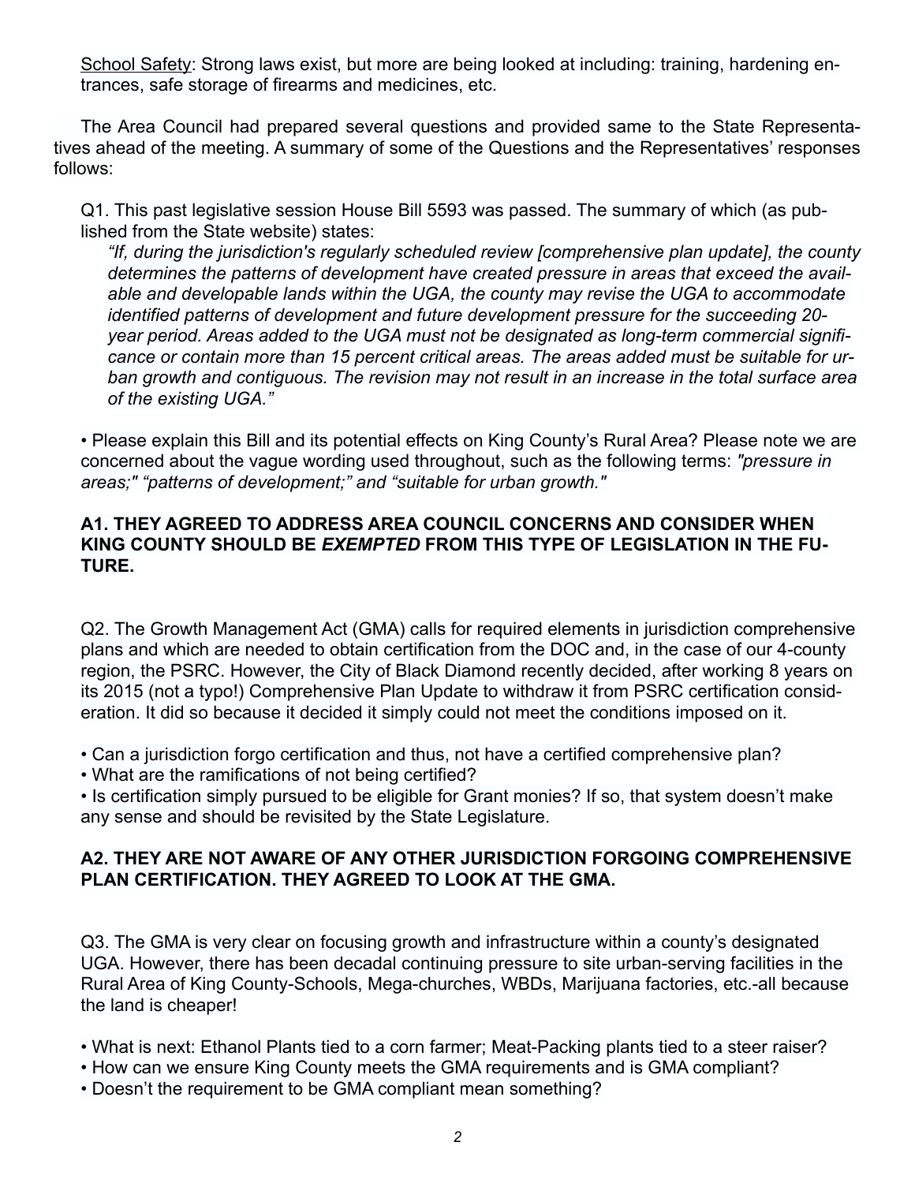<u>School Safety</u>: Strong laws exist, but more are being looked at including: training, hardening entrances, safe storage of firearms and medicines, etc.

The Area Council had prepared several questions and provided same to the State Representatives ahead of the meeting. A summary of some of the Questions and the Representatives' responses follows:

Q1. This past legislative session House Bill 5593 was passed. The summary of which (as published from the State website) states:

> *"If, during the jurisdiction's regularly scheduled review [comprehensive plan update], the county determines the patterns of development have created pressure in areas that exceed the available and developable lands within the UGA, the county may revise the UGA to accommodate identified patterns of development and future development pressure for the succeeding 20-year period. Areas added to the UGA must not be designated as long-term commercial significance or contain more than 15 percent critical areas. The areas added must be suitable for urban growth and contiguous. The revision may not result in an increase in the total surface area of the existing UGA."*

• Please explain this Bill and its potential effects on King County's Rural Area? Please note we are concerned about the vague wording used throughout, such as the following terms: *"pressure in areas;" "patterns of development;" and "suitable for urban growth."*

**A1. THEY AGREED TO ADDRESS AREA COUNCIL CONCERNS AND CONSIDER WHEN KING COUNTY SHOULD BE *EXEMPTED* FROM THIS TYPE OF LEGISLATION IN THE FUTURE.**

Q2. The Growth Management Act (GMA) calls for required elements in jurisdiction comprehensive plans and which are needed to obtain certification from the DOC and, in the case of our 4-county region, the PSRC. However, the City of Black Diamond recently decided, after working 8 years on its 2015 (not a typo!) Comprehensive Plan Update to withdraw it from PSRC certification consideration. It did so because it decided it simply could not meet the conditions imposed on it.

• Can a jurisdiction forgo certification and thus, not have a certified comprehensive plan?
• What are the ramifications of not being certified?
• Is certification simply pursued to be eligible for Grant monies? If so, that system doesn't make any sense and should be revisited by the State Legislature.

**A2. THEY ARE NOT AWARE OF ANY OTHER JURISDICTION FORGOING COMPREHENSIVE PLAN CERTIFICATION. THEY AGREED TO LOOK AT THE GMA.**

Q3. The GMA is very clear on focusing growth and infrastructure within a county's designated UGA. However, there has been decadal continuing pressure to site urban-serving facilities in the Rural Area of King County-Schools, Mega-churches, WBDs, Marijuana factories, etc.-all because the land is cheaper!

• What is next: Ethanol Plants tied to a corn farmer; Meat-Packing plants tied to a steer raiser?
• How can we ensure King County meets the GMA requirements and is GMA compliant?
• Doesn't the requirement to be GMA compliant mean something?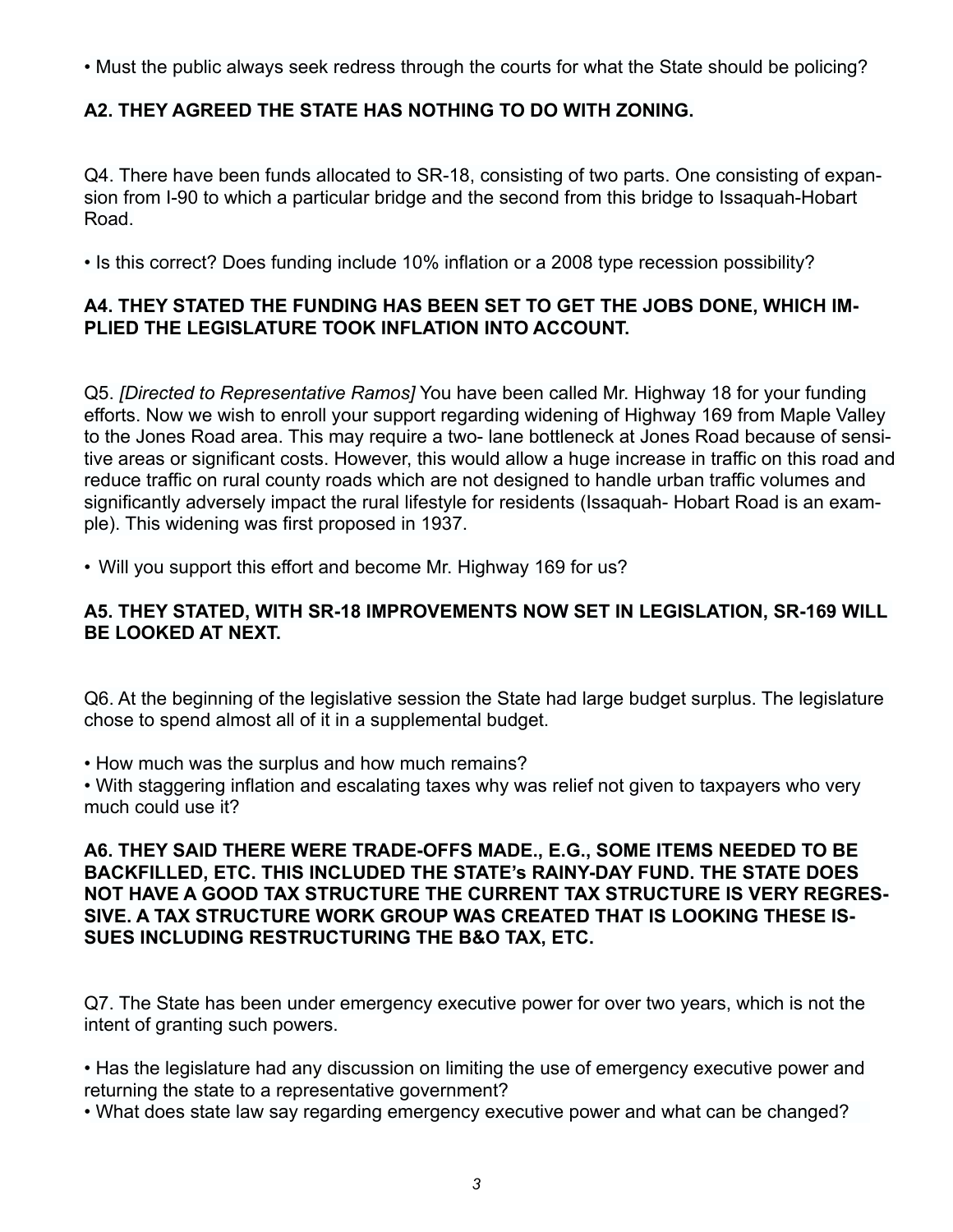• Must the public always seek redress through the courts for what the State should be policing?

**A2. THEY AGREED THE STATE HAS NOTHING TO DO WITH ZONING.**

Q4. There have been funds allocated to SR-18, consisting of two parts. One consisting of expansion from I-90 to which a particular bridge and the second from this bridge to Issaquah-Hobart Road.

• Is this correct? Does funding include 10% inflation or a 2008 type recession possibility?

**A4. THEY STATED THE FUNDING HAS BEEN SET TO GET THE JOBS DONE, WHICH IMPLIED THE LEGISLATURE TOOK INFLATION INTO ACCOUNT.**

Q5. *[Directed to Representative Ramos]* You have been called Mr. Highway 18 for your funding efforts. Now we wish to enroll your support regarding widening of Highway 169 from Maple Valley to the Jones Road area. This may require a two- lane bottleneck at Jones Road because of sensitive areas or significant costs. However, this would allow a huge increase in traffic on this road and reduce traffic on rural county roads which are not designed to handle urban traffic volumes and significantly adversely impact the rural lifestyle for residents (Issaquah- Hobart Road is an example). This widening was first proposed in 1937.

• Will you support this effort and become Mr. Highway 169 for us?

**A5. THEY STATED, WITH SR-18 IMPROVEMENTS NOW SET IN LEGISLATION, SR-169 WILL BE LOOKED AT NEXT.**

Q6. At the beginning of the legislative session the State had large budget surplus. The legislature chose to spend almost all of it in a supplemental budget.

• How much was the surplus and how much remains?
• With staggering inflation and escalating taxes why was relief not given to taxpayers who very much could use it?

**A6. THEY SAID THERE WERE TRADE-OFFS MADE., E.G., SOME ITEMS NEEDED TO BE BACKFILLED, ETC. THIS INCLUDED THE STATE's RAINY-DAY FUND. THE STATE DOES NOT HAVE A GOOD TAX STRUCTURE THE CURRENT TAX STRUCTURE IS VERY REGRESSIVE. A TAX STRUCTURE WORK GROUP WAS CREATED THAT IS LOOKING THESE ISSUES INCLUDING RESTRUCTURING THE B&O TAX, ETC.**

Q7. The State has been under emergency executive power for over two years, which is not the intent of granting such powers.

• Has the legislature had any discussion on limiting the use of emergency executive power and returning the state to a representative government?
• What does state law say regarding emergency executive power and what can be changed?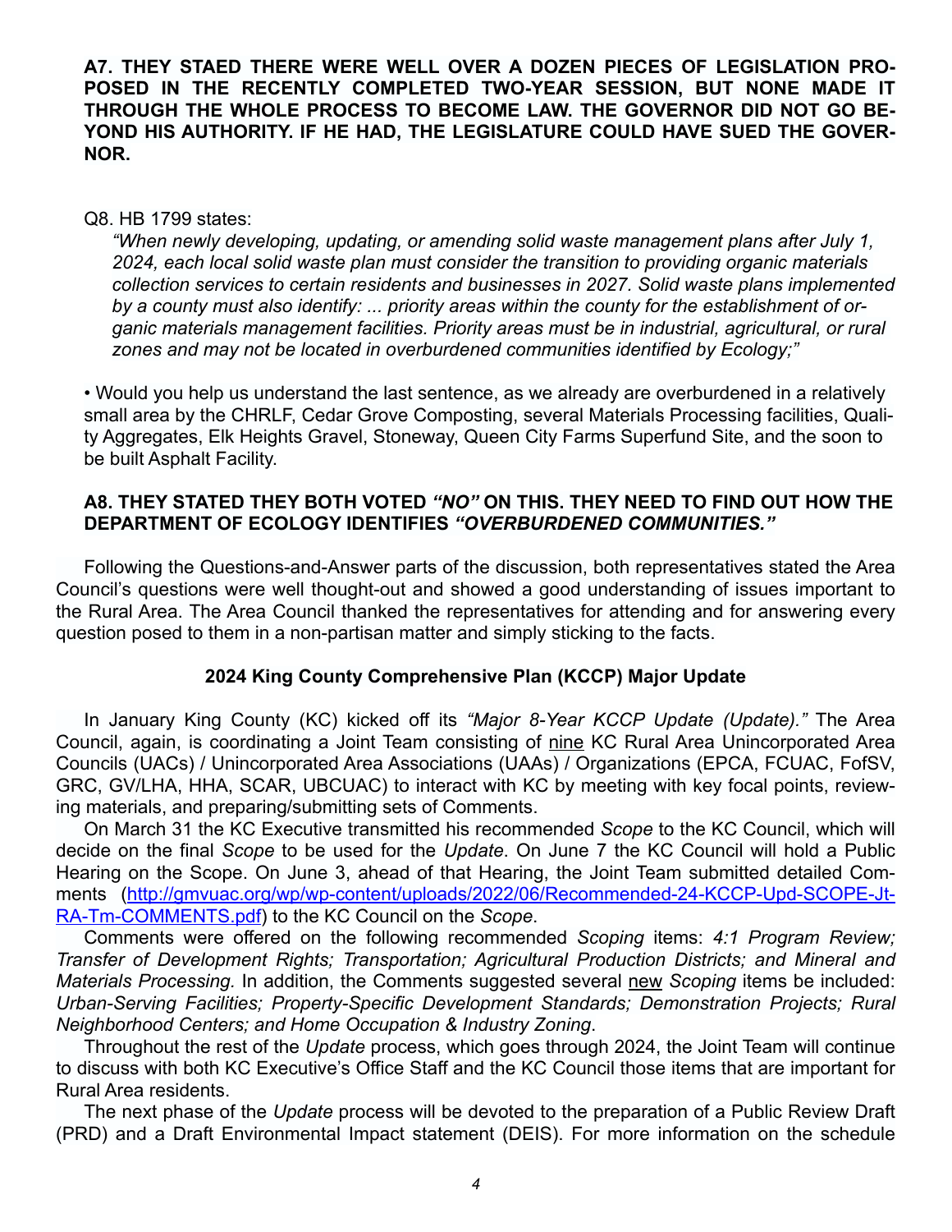**A7. THEY STAED THERE WERE WELL OVER A DOZEN PIECES OF LEGISLATION PROPOSED IN THE RECENTLY COMPLETED TWO-YEAR SESSION, BUT NONE MADE IT THROUGH THE WHOLE PROCESS TO BECOME LAW. THE GOVERNOR DID NOT GO BEYOND HIS AUTHORITY. IF HE HAD, THE LEGISLATURE COULD HAVE SUED THE GOVERNOR.**

Q8. HB 1799 states:

*"When newly developing, updating, or amending solid waste management plans after July 1, 2024, each local solid waste plan must consider the transition to providing organic materials collection services to certain residents and businesses in 2027. Solid waste plans implemented by a county must also identify: ... priority areas within the county for the establishment of organic materials management facilities. Priority areas must be in industrial, agricultural, or rural zones and may not be located in overburdened communities identified by Ecology;"*

• Would you help us understand the last sentence, as we already are overburdened in a relatively small area by the CHRLF, Cedar Grove Composting, several Materials Processing facilities, Quality Aggregates, Elk Heights Gravel, Stoneway, Queen City Farms Superfund Site, and the soon to be built Asphalt Facility.

**A8. THEY STATED THEY BOTH VOTED *"NO"* ON THIS. THEY NEED TO FIND OUT HOW THE DEPARTMENT OF ECOLOGY IDENTIFIES *"OVERBURDENED COMMUNITIES."***

Following the Questions-and-Answer parts of the discussion, both representatives stated the Area Council's questions were well thought-out and showed a good understanding of issues important to the Rural Area. The Area Council thanked the representatives for attending and for answering every question posed to them in a non-partisan matter and simply sticking to the facts.

**2024 King County Comprehensive Plan (KCCP) Major Update**

In January King County (KC) kicked off its *"Major 8-Year KCCP Update (Update)."* The Area Council, again, is coordinating a Joint Team consisting of nine KC Rural Area Unincorporated Area Councils (UACs) / Unincorporated Area Associations (UAAs) / Organizations (EPCA, FCUAC, FofSV, GRC, GV/LHA, HHA, SCAR, UBCUAC) to interact with KC by meeting with key focal points, reviewing materials, and preparing/submitting sets of Comments.

On March 31 the KC Executive transmitted his recommended *Scope* to the KC Council, which will decide on the final *Scope* to be used for the *Update*. On June 7 the KC Council will hold a Public Hearing on the Scope. On June 3, ahead of that Hearing, the Joint Team submitted detailed Comments ([http://gmvuac.org/wp/wp-content/uploads/2022/06/Recommended-24-KCCP-Upd-SCOPE-Jt-RA-Tm-COMMENTS.pdf](http://gmvuac.org/wp/wp-content/uploads/2022/06/Recommended-24-KCCP-Upd-SCOPE-Jt-RA-Tm-COMMENTS.pdf)) to the KC Council on the *Scope*.

Comments were offered on the following recommended *Scoping* items: *4:1 Program Review; Transfer of Development Rights; Transportation; Agricultural Production Districts; and Mineral and Materials Processing.* In addition, the Comments suggested several new *Scoping* items be included: *Urban-Serving Facilities; Property-Specific Development Standards; Demonstration Projects; Rural Neighborhood Centers; and Home Occupation & Industry Zoning*.

Throughout the rest of the *Update* process, which goes through 2024, the Joint Team will continue to discuss with both KC Executive's Office Staff and the KC Council those items that are important for Rural Area residents.

The next phase of the *Update* process will be devoted to the preparation of a Public Review Draft (PRD) and a Draft Environmental Impact statement (DEIS). For more information on the schedule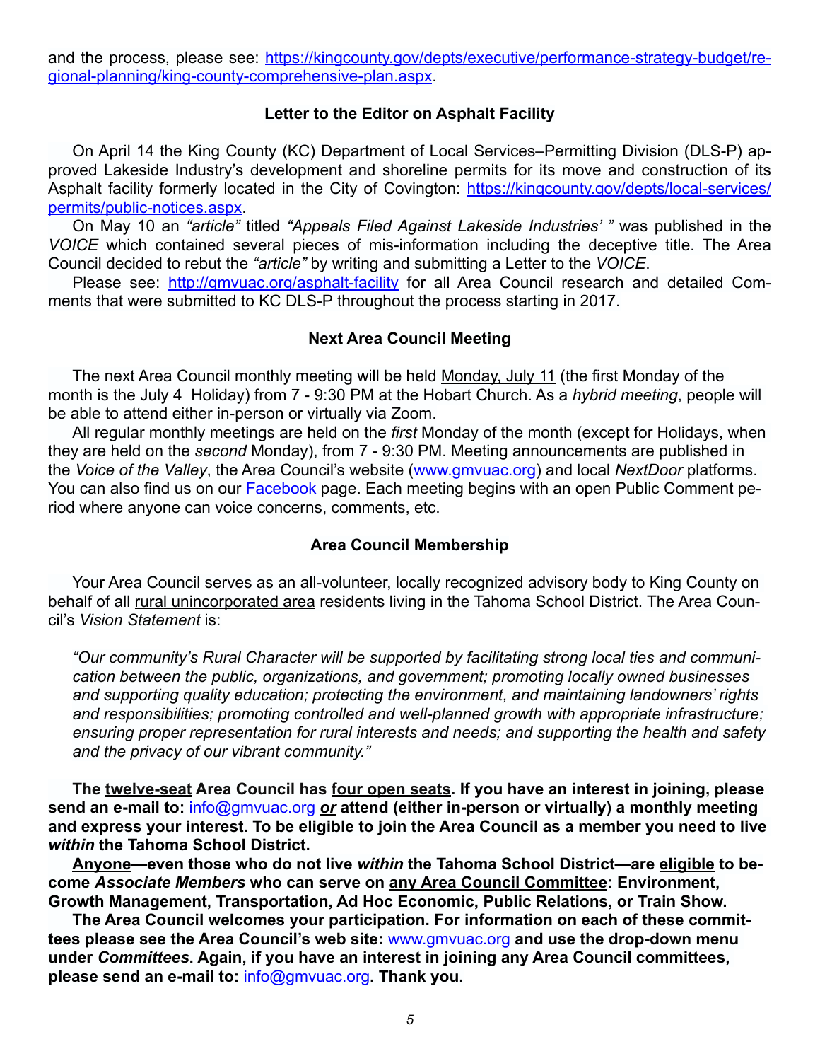and the process, please see: https://kingcounty.gov/depts/executive/performance-strategy-budget/regional-planning/king-county-comprehensive-plan.aspx.

### Letter to the Editor on Asphalt Facility

On April 14 the King County (KC) Department of Local Services–Permitting Division (DLS-P) approved Lakeside Industry's development and shoreline permits for its move and construction of its Asphalt facility formerly located in the City of Covington: https://kingcounty.gov/depts/local-services/permits/public-notices.aspx.

On May 10 an *"article"* titled *"Appeals Filed Against Lakeside Industries' "* was published in the *VOICE* which contained several pieces of mis-information including the deceptive title. The Area Council decided to rebut the *"article"* by writing and submitting a Letter to the *VOICE*.

Please see: http://gmvuac.org/asphalt-facility for all Area Council research and detailed Comments that were submitted to KC DLS-P throughout the process starting in 2017.

### Next Area Council Meeting

The next Area Council monthly meeting will be held Monday, July 11 (the first Monday of the month is the July 4 Holiday) from 7 - 9:30 PM at the Hobart Church. As a *hybrid meeting*, people will be able to attend either in-person or virtually via Zoom.

All regular monthly meetings are held on the *first* Monday of the month (except for Holidays, when they are held on the *second* Monday), from 7 - 9:30 PM. Meeting announcements are published in the *Voice of the Valley*, the Area Council's website (www.gmvuac.org) and local *NextDoor* platforms. You can also find us on our Facebook page. Each meeting begins with an open Public Comment period where anyone can voice concerns, comments, etc.

### Area Council Membership

Your Area Council serves as an all-volunteer, locally recognized advisory body to King County on behalf of all rural unincorporated area residents living in the Tahoma School District. The Area Council's *Vision Statement* is:

*"Our community's Rural Character will be supported by facilitating strong local ties and communication between the public, organizations, and government; promoting locally owned businesses and supporting quality education; protecting the environment, and maintaining landowners' rights and responsibilities; promoting controlled and well-planned growth with appropriate infrastructure; ensuring proper representation for rural interests and needs; and supporting the health and safety and the privacy of our vibrant community."*

**The twelve-seat Area Council has four open seats. If you have an interest in joining, please send an e-mail to:** info@gmvuac.org ***or*** **attend (either in-person or virtually) a monthly meeting and express your interest. To be eligible to join the Area Council as a member you need to live *within* the Tahoma School District.**

**Anyone—even those who do not live *within* the Tahoma School District—are eligible to become *Associate Members* who can serve on any Area Council Committee: Environment, Growth Management, Transportation, Ad Hoc Economic, Public Relations, or Train Show.**

**The Area Council welcomes your participation. For information on each of these committees please see the Area Council's web site:** www.gmvuac.org **and use the drop-down menu under *Committees*. Again, if you have an interest in joining any Area Council committees, please send an e-mail to:** info@gmvuac.org**. Thank you.**